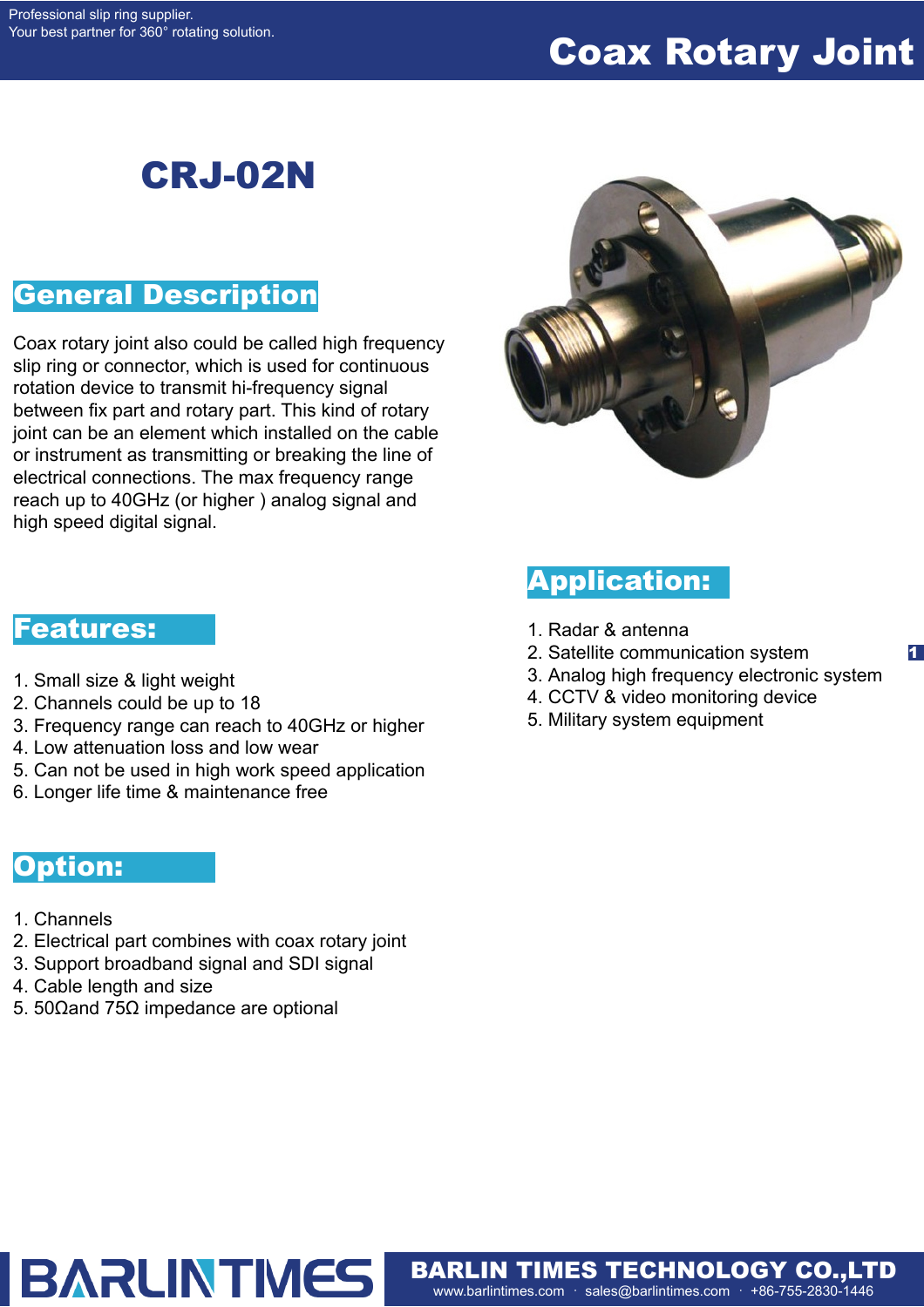# Coax Rotary Joint

## CRJ-02N

## General Description

Coax rotary joint also could be called high frequency slip ring or connector, which is used for continuous rotation device to transmit hi-frequency signal between fix part and rotary part. This kind of rotary joint can be an element which installed on the cable or instrument as transmitting or breaking the line of electrical connections. The max frequency range reach up to 40GHz (or higher ) analog signal and high speed digital signal.

## Features:

1. Small size & light weight
2. Channels could be up to 18
3. Frequency range can reach to 40GHz or higher
4. Low attenuation loss and low wear
5. Can not be used in high work speed application
6. Longer life time & maintenance free

## Option:

1. Channels
2. Electrical part combines with coax rotary joint
3. Support broadband signal and SDI signal
4. Cable length and size
5. 50Ωand 75Ω impedance are optional

## Application:

1. Radar & antenna
2. Satellite communication system
3. Analog high frequency electronic system
4. CCTV & video monitoring device
5. Military system equipment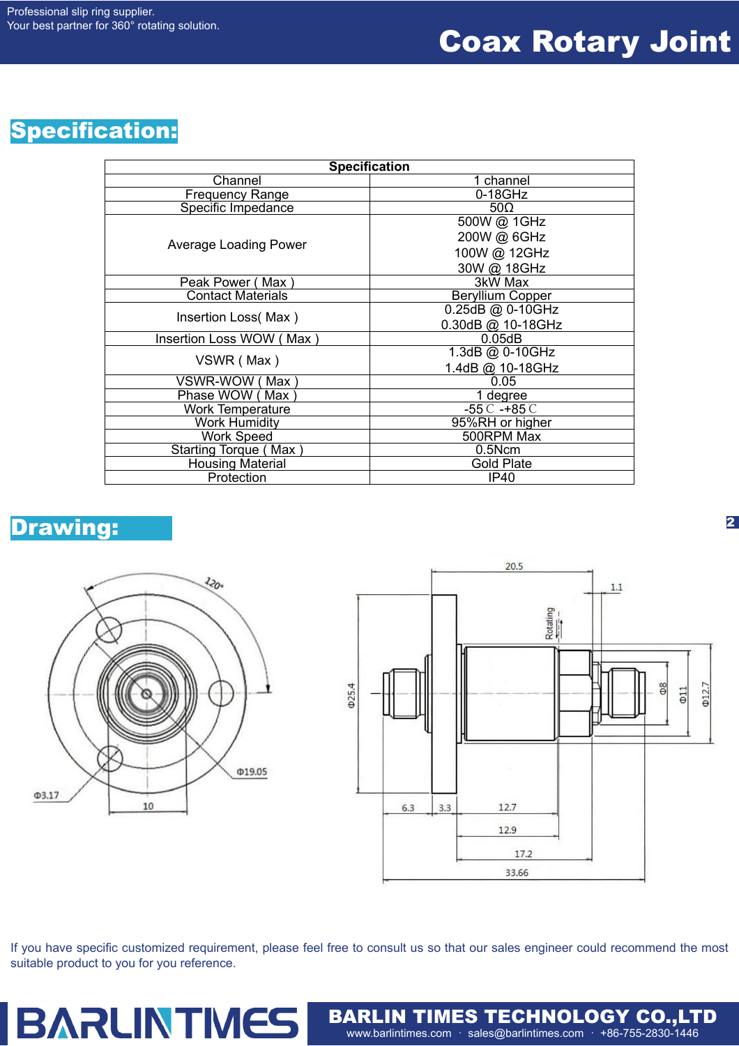## Specification:

| Specification | |
|---|---|
| Channel | 1 channel |
| Frequency Range | 0-18GHz |
| Specific Impedance | 50Ω |
| Average Loading Power | 500W @ 1GHz<br>200W @ 6GHz<br>100W @ 12GHz<br>30W @ 18GHz |
| Peak Power ( Max ) | 3kW Max |
| Contact Materials | Beryllium Copper |
| Insertion Loss( Max ) | 0.25dB @ 0-10GHz<br>0.30dB @ 10-18GHz |
| Insertion Loss WOW ( Max ) | 0.05dB |
| VSWR ( Max ) | 1.3dB @ 0-10GHz<br>1.4dB @ 10-18GHz |
| VSWR-WOW ( Max ) | 0.05 |
| Phase WOW ( Max ) | 1 degree |
| Work Temperature | -55℃ -+85℃ |
| Work Humidity | 95%RH or higher |
| Work Speed | 500RPM Max |
| Starting Torque ( Max ) | 0.5Ncm |
| Housing Material | Gold Plate |
| Protection | IP40 |

## Drawing:

120°
Φ19.05
Φ3.17
10

20.5
1.1
Rotating
Φ25.4
Φ8
Φ11
Φ12.7
6.3
3.3
12.7
12.9
17.2
33.66

If you have specific customized requirement, please feel free to consult us so that our sales engineer could recommend the most suitable product to you for you reference.